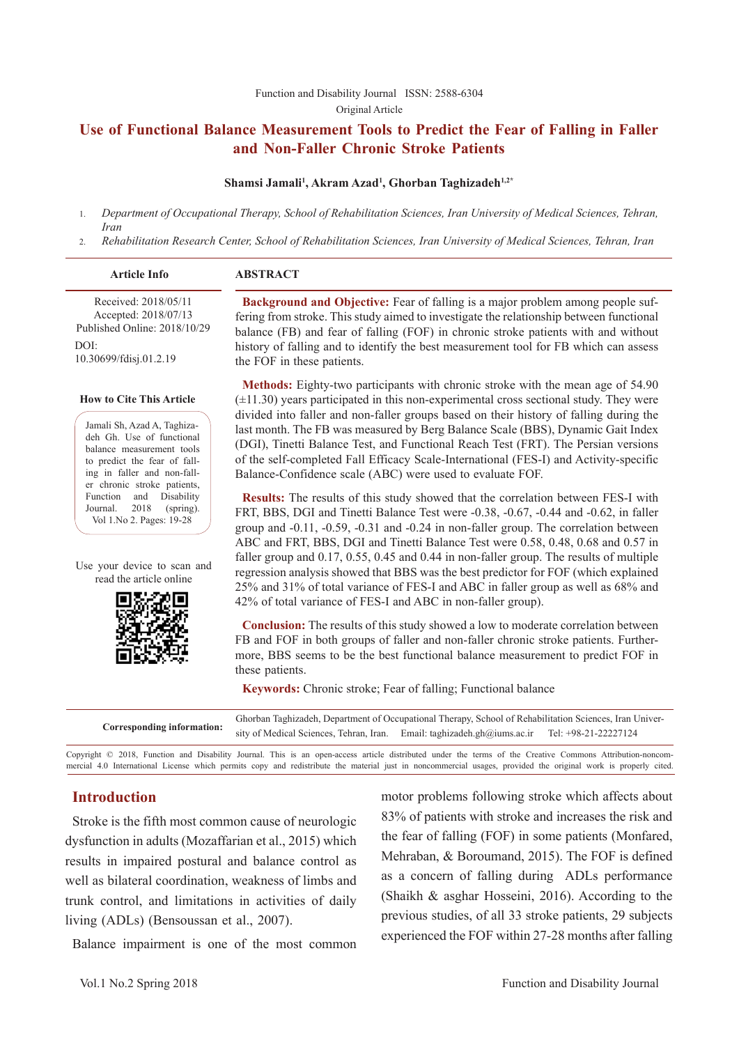Function and Disability Journal ISSN: 2588-6304

Original Article

# Use of Functional Balance Measurement Tools to Predict the Fear of Falling in Faller and Non-Faller Chronic Stroke Patients

**Shamsi Jamali[1], Akram Azad[1], Ghorban Taghizadeh[1,2*]**

1. *Department of Occupational Therapy, School of Rehabilitation Sciences, Iran University of Medical Sciences, Tehran, Iran*
2. *Rehabilitation Research Center, School of Rehabilitation Sciences, Iran University of Medical Sciences, Tehran, Iran*

**Article Info**

Received: 2018/05/11
Accepted: 2018/07/13
Published Online: 2018/10/29

DOI:
10.30699/fdisj.01.2.19

**How to Cite This Article**

Jamali Sh, Azad A, Taghizadeh Gh. Use of functional balance measurement tools to predict the fear of falling in faller and non-faller chronic stroke patients, Function and Disability Journal. 2018 (spring). Vol 1.No 2. Pages: 19-28

Use your device to scan and read the article online

## ABSTRACT

**Background and Objective:** Fear of falling is a major problem among people suffering from stroke. This study aimed to investigate the relationship between functional balance (FB) and fear of falling (FOF) in chronic stroke patients with and without history of falling and to identify the best measurement tool for FB which can assess the FOF in these patients.

**Methods:** Eighty-two participants with chronic stroke with the mean age of 54.90 (±11.30) years participated in this non-experimental cross sectional study. They were divided into faller and non-faller groups based on their history of falling during the last month. The FB was measured by Berg Balance Scale (BBS), Dynamic Gait Index (DGI), Tinetti Balance Test, and Functional Reach Test (FRT). The Persian versions of the self-completed Fall Efficacy Scale-International (FES-I) and Activity-specific Balance-Confidence scale (ABC) were used to evaluate FOF.

**Results:** The results of this study showed that the correlation between FES-I with FRT, BBS, DGI and Tinetti Balance Test were -0.38, -0.67, -0.44 and -0.62, in faller group and -0.11, -0.59, -0.31 and -0.24 in non-faller group. The correlation between ABC and FRT, BBS, DGI and Tinetti Balance Test were 0.58, 0.48, 0.68 and 0.57 in faller group and 0.17, 0.55, 0.45 and 0.44 in non-faller group. The results of multiple regression analysis showed that BBS was the best predictor for FOF (which explained 25% and 31% of total variance of FES-I and ABC in faller group as well as 68% and 42% of total variance of FES-I and ABC in non-faller group).

**Conclusion:** The results of this study showed a low to moderate correlation between FB and FOF in both groups of faller and non-faller chronic stroke patients. Furthermore, BBS seems to be the best functional balance measurement to predict FOF in these patients.

**Keywords:** Chronic stroke; Fear of falling; Functional balance

**Corresponding information:** Ghorban Taghizadeh, Department of Occupational Therapy, School of Rehabilitation Sciences, Iran University of Medical Sciences, Tehran, Iran. Email: taghizadeh.gh@iums.ac.ir Tel: +98-21-22227124

Copyright © 2018, Function and Disability Journal. This is an open-access article distributed under the terms of the Creative Commons Attribution-noncommercial 4.0 International License which permits copy and redistribute the material just in noncommercial usages, provided the original work is properly cited.

## Introduction

Stroke is the fifth most common cause of neurologic dysfunction in adults (Mozaffarian et al., 2015) which results in impaired postural and balance control as well as bilateral coordination, weakness of limbs and trunk control, and limitations in activities of daily living (ADLs) (Bensoussan et al., 2007).

Balance impairment is one of the most common motor problems following stroke which affects about 83% of patients with stroke and increases the risk and the fear of falling (FOF) in some patients (Monfared, Mehraban, & Boroumand, 2015). The FOF is defined as a concern of falling during ADLs performance (Shaikh & asghar Hosseini, 2016). According to the previous studies, of all 33 stroke patients, 29 subjects experienced the FOF within 27-28 months after falling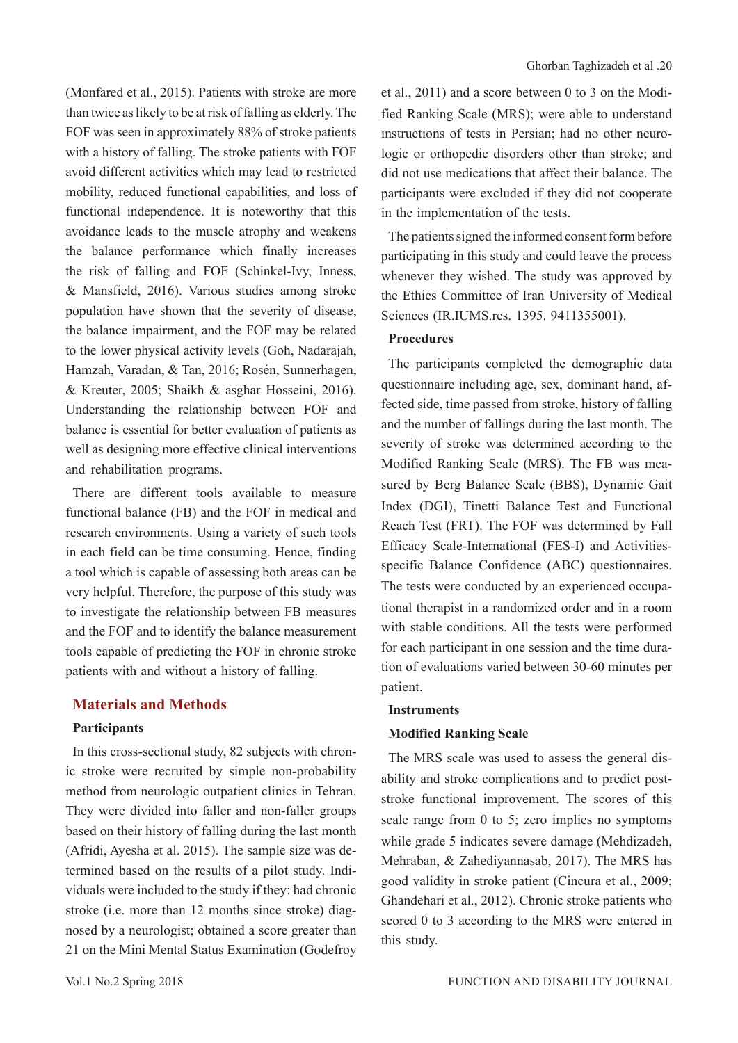(Monfared et al., 2015). Patients with stroke are more than twice as likely to be at risk of falling as elderly. The FOF was seen in approximately 88% of stroke patients with a history of falling. The stroke patients with FOF avoid different activities which may lead to restricted mobility, reduced functional capabilities, and loss of functional independence. It is noteworthy that this avoidance leads to the muscle atrophy and weakens the balance performance which finally increases the risk of falling and FOF (Schinkel-Ivy, Inness, & Mansfield, 2016). Various studies among stroke population have shown that the severity of disease, the balance impairment, and the FOF may be related to the lower physical activity levels (Goh, Nadarajah, Hamzah, Varadan, & Tan, 2016; Rosén, Sunnerhagen, & Kreuter, 2005; Shaikh & asghar Hosseini, 2016). Understanding the relationship between FOF and balance is essential for better evaluation of patients as well as designing more effective clinical interventions and rehabilitation programs.

There are different tools available to measure functional balance (FB) and the FOF in medical and research environments. Using a variety of such tools in each field can be time consuming. Hence, finding a tool which is capable of assessing both areas can be very helpful. Therefore, the purpose of this study was to investigate the relationship between FB measures and the FOF and to identify the balance measurement tools capable of predicting the FOF in chronic stroke patients with and without a history of falling.

## Materials and Methods

### Participants

In this cross-sectional study, 82 subjects with chronic stroke were recruited by simple non-probability method from neurologic outpatient clinics in Tehran. They were divided into faller and non-faller groups based on their history of falling during the last month (Afridi, Ayesha et al. 2015). The sample size was determined based on the results of a pilot study. Individuals were included to the study if they: had chronic stroke (i.e. more than 12 months since stroke) diagnosed by a neurologist; obtained a score greater than 21 on the Mini Mental Status Examination (Godefroy et al., 2011) and a score between 0 to 3 on the Modified Ranking Scale (MRS); were able to understand instructions of tests in Persian; had no other neurologic or orthopedic disorders other than stroke; and did not use medications that affect their balance. The participants were excluded if they did not cooperate in the implementation of the tests.

The patients signed the informed consent form before participating in this study and could leave the process whenever they wished. The study was approved by the Ethics Committee of Iran University of Medical Sciences (IR.IUMS.res. 1395. 9411355001).

### Procedures

The participants completed the demographic data questionnaire including age, sex, dominant hand, affected side, time passed from stroke, history of falling and the number of fallings during the last month. The severity of stroke was determined according to the Modified Ranking Scale (MRS). The FB was measured by Berg Balance Scale (BBS), Dynamic Gait Index (DGI), Tinetti Balance Test and Functional Reach Test (FRT). The FOF was determined by Fall Efficacy Scale-International (FES-I) and Activities-specific Balance Confidence (ABC) questionnaires. The tests were conducted by an experienced occupational therapist in a randomized order and in a room with stable conditions. All the tests were performed for each participant in one session and the time duration of evaluations varied between 30-60 minutes per patient.

### Instruments

#### Modified Ranking Scale

The MRS scale was used to assess the general disability and stroke complications and to predict post-stroke functional improvement. The scores of this scale range from 0 to 5; zero implies no symptoms while grade 5 indicates severe damage (Mehdizadeh, Mehraban, & Zahediyannasab, 2017). The MRS has good validity in stroke patient (Cincura et al., 2009; Ghandehari et al., 2012). Chronic stroke patients who scored 0 to 3 according to the MRS were entered in this study.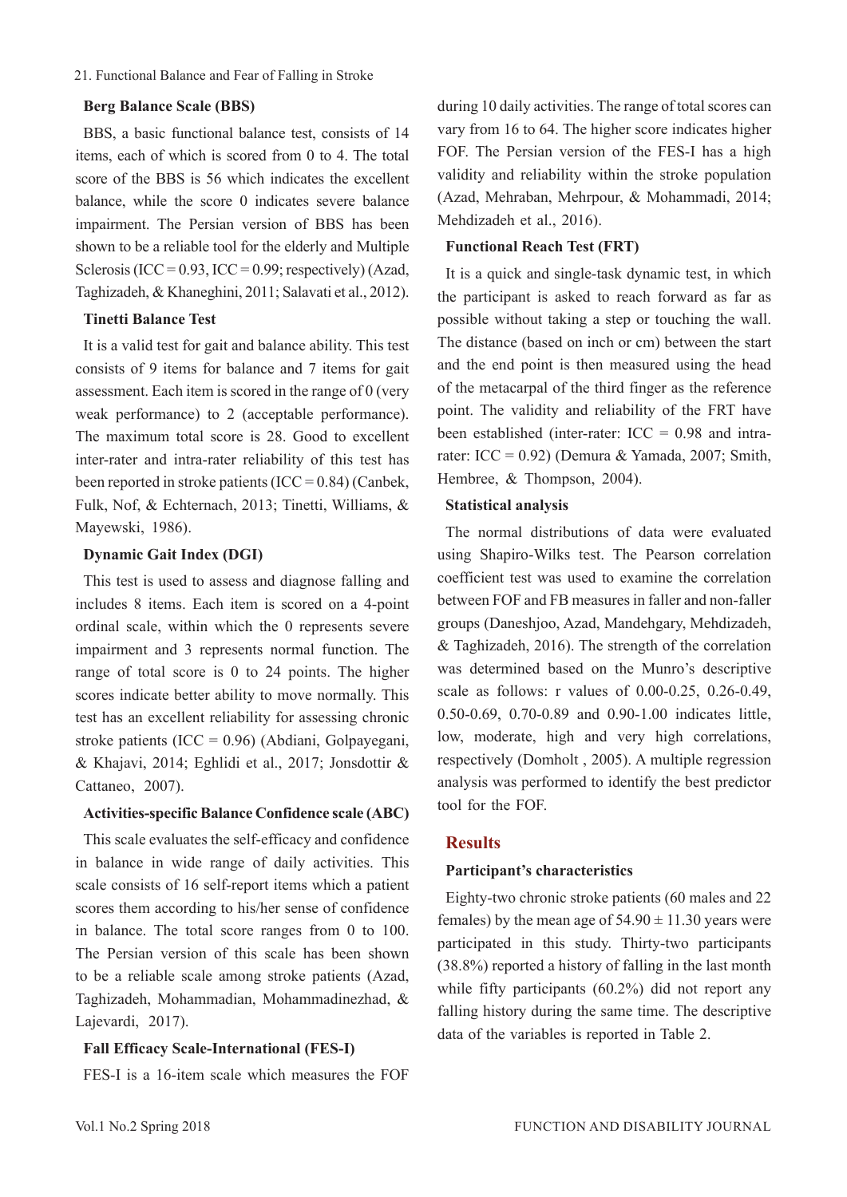### Berg Balance Scale (BBS)

BBS, a basic functional balance test, consists of 14 items, each of which is scored from 0 to 4. The total score of the BBS is 56 which indicates the excellent balance, while the score 0 indicates severe balance impairment. The Persian version of BBS has been shown to be a reliable tool for the elderly and Multiple Sclerosis (ICC = 0.93, ICC = 0.99; respectively) (Azad, Taghizadeh, & Khaneghini, 2011; Salavati et al., 2012).

### Tinetti Balance Test

It is a valid test for gait and balance ability. This test consists of 9 items for balance and 7 items for gait assessment. Each item is scored in the range of 0 (very weak performance) to 2 (acceptable performance). The maximum total score is 28. Good to excellent inter-rater and intra-rater reliability of this test has been reported in stroke patients (ICC = 0.84) (Canbek, Fulk, Nof, & Echternach, 2013; Tinetti, Williams, & Mayewski, 1986).

### Dynamic Gait Index (DGI)

This test is used to assess and diagnose falling and includes 8 items. Each item is scored on a 4-point ordinal scale, within which the 0 represents severe impairment and 3 represents normal function. The range of total score is 0 to 24 points. The higher scores indicate better ability to move normally. This test has an excellent reliability for assessing chronic stroke patients (ICC = 0.96) (Abdiani, Golpayegani, & Khajavi, 2014; Eghlidi et al., 2017; Jonsdottir & Cattaneo, 2007).

### Activities-specific Balance Confidence scale (ABC)

This scale evaluates the self-efficacy and confidence in balance in wide range of daily activities. This scale consists of 16 self-report items which a patient scores them according to his/her sense of confidence in balance. The total score ranges from 0 to 100. The Persian version of this scale has been shown to be a reliable scale among stroke patients (Azad, Taghizadeh, Mohammadian, Mohammadinezhad, & Lajevardi, 2017).

### Fall Efficacy Scale-International (FES-I)

FES-I is a 16-item scale which measures the FOF during 10 daily activities. The range of total scores can vary from 16 to 64. The higher score indicates higher FOF. The Persian version of the FES-I has a high validity and reliability within the stroke population (Azad, Mehraban, Mehrpour, & Mohammadi, 2014; Mehdizadeh et al., 2016).

### Functional Reach Test (FRT)

It is a quick and single-task dynamic test, in which the participant is asked to reach forward as far as possible without taking a step or touching the wall. The distance (based on inch or cm) between the start and the end point is then measured using the head of the metacarpal of the third finger as the reference point. The validity and reliability of the FRT have been established (inter-rater: ICC = 0.98 and intra-rater: ICC = 0.92) (Demura & Yamada, 2007; Smith, Hembree, & Thompson, 2004).

### Statistical analysis

The normal distributions of data were evaluated using Shapiro-Wilks test. The Pearson correlation coefficient test was used to examine the correlation between FOF and FB measures in faller and non-faller groups (Daneshjoo, Azad, Mandehgary, Mehdizadeh, & Taghizadeh, 2016). The strength of the correlation was determined based on the Munro's descriptive scale as follows: r values of 0.00-0.25, 0.26-0.49, 0.50-0.69, 0.70-0.89 and 0.90-1.00 indicates little, low, moderate, high and very high correlations, respectively (Domholt , 2005). A multiple regression analysis was performed to identify the best predictor tool for the FOF.

## Results

### Participant's characteristics

Eighty-two chronic stroke patients (60 males and 22 females) by the mean age of 54.90 ± 11.30 years were participated in this study. Thirty-two participants (38.8%) reported a history of falling in the last month while fifty participants (60.2%) did not report any falling history during the same time. The descriptive data of the variables is reported in Table 2.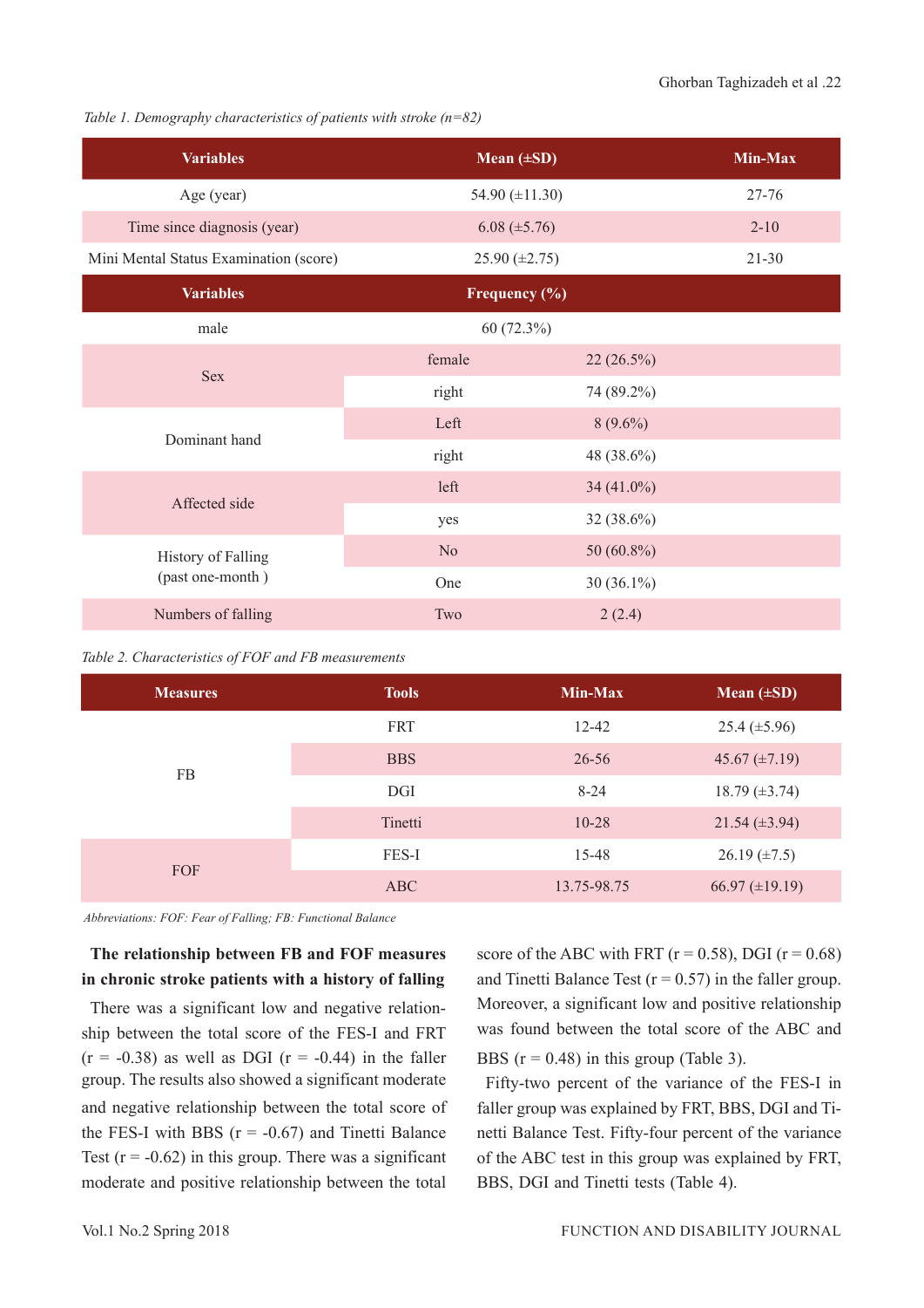*Table 1. Demography characteristics of patients with stroke (n=82)*

| Variables | Mean (±SD) | Min-Max |
|---|---|---|
| Age (year) | 54.90 (±11.30) | 27-76 |
| Time since diagnosis (year) | 6.08 (±5.76) | 2-10 |
| Mini Mental Status Examination (score) | 25.90 (±2.75) | 21-30 |
| **Variables** | **Frequency (%)** | |
| male | 60 (72.3%) | |
| Sex | female | 22 (26.5%) |
| | right | 74 (89.2%) |
| Dominant hand | Left | 8 (9.6%) |
| | right | 48 (38.6%) |
| Affected side | left | 34 (41.0%) |
| | yes | 32 (38.6%) |
| History of Falling (past one-month ) | No | 50 (60.8%) |
| | One | 30 (36.1%) |
| Numbers of falling | Two | 2 (2.4) |

*Table 2. Characteristics of FOF and FB measurements*

| Measures | Tools | Min-Max | Mean (±SD) |
|---|---|---|---|
| FB | FRT | 12-42 | 25.4 (±5.96) |
| | BBS | 26-56 | 45.67 (±7.19) |
| | DGI | 8-24 | 18.79 (±3.74) |
| | Tinetti | 10-28 | 21.54 (±3.94) |
| FOF | FES-I | 15-48 | 26.19 (±7.5) |
| | ABC | 13.75-98.75 | 66.97 (±19.19) |

*Abbreviations: FOF: Fear of Falling; FB: Functional Balance*

**The relationship between FB and FOF measures in chronic stroke patients with a history of falling**

There was a significant low and negative relationship between the total score of the FES-I and FRT (r = -0.38) as well as DGI (r = -0.44) in the faller group. The results also showed a significant moderate and negative relationship between the total score of the FES-I with BBS (r = -0.67) and Tinetti Balance Test (r = -0.62) in this group. There was a significant moderate and positive relationship between the total score of the ABC with FRT (r = 0.58), DGI (r = 0.68) and Tinetti Balance Test (r = 0.57) in the faller group. Moreover, a significant low and positive relationship was found between the total score of the ABC and BBS (r = 0.48) in this group (Table 3).

Fifty-two percent of the variance of the FES-I in faller group was explained by FRT, BBS, DGI and Tinetti Balance Test. Fifty-four percent of the variance of the ABC test in this group was explained by FRT, BBS, DGI and Tinetti tests (Table 4).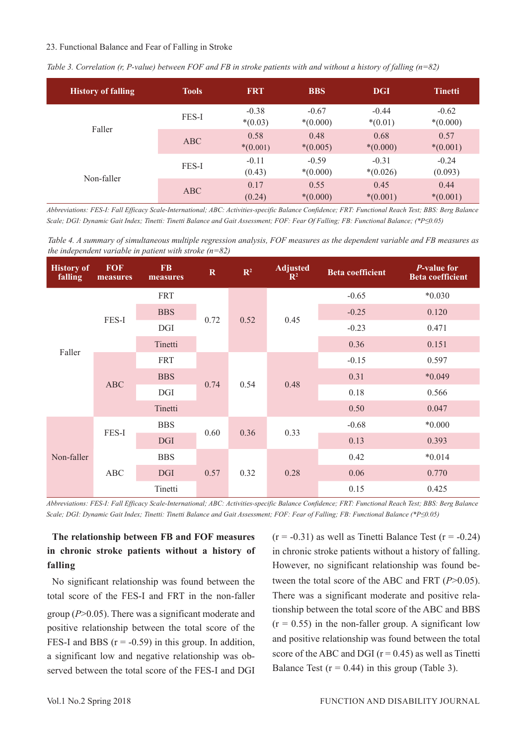*Table 3. Correlation (r, P-value) between FOF and FB in stroke patients with and without a history of falling (n=82)*

| History of falling | Tools | FRT | BBS | DGI | Tinetti |
|---|---|---|---|---|---|
| Faller | FES-I | -0.38 *(0.03) | -0.67 *(0.000) | -0.44 *(0.01) | -0.62 *(0.000) |
| | ABC | 0.58 *(0.001) | 0.48 *(0.005) | 0.68 *(0.000) | 0.57 *(0.001) |
| Non-faller | FES-I | -0.11 (0.43) | -0.59 *(0.000) | -0.31 *(0.026) | -0.24 (0.093) |
| | ABC | 0.17 (0.24) | 0.55 *(0.000) | 0.45 *(0.001) | 0.44 *(0.001) |

*Abbreviations: FES-I: Fall Efficacy Scale-International; ABC: Activities-specific Balance Confidence; FRT: Functional Reach Test; BBS: Berg Balance Scale; DGI: Dynamic Gait Index; Tinetti: Tinetti Balance and Gait Assessment; FOF: Fear Of Falling; FB: Functional Balance; (*P≤0.05)*

*Table 4. A summary of simultaneous multiple regression analysis, FOF measures as the dependent variable and FB measures as the independent variable in patient with stroke (n=82)*

| History of falling | FOF measures | FB measures | R | $R^2$ | Adjusted $R^2$ | Beta coefficient | *P*-value for Beta coefficient |
|---|---|---|---|---|---|---|---|
| Faller | FES-I | FRT | 0.72 | 0.52 | 0.45 | -0.65 | *0.030 |
| | | BBS | | | | -0.25 | 0.120 |
| | | DGI | | | | -0.23 | 0.471 |
| | | Tinetti | | | | 0.36 | 0.151 |
| | ABC | FRT | 0.74 | 0.54 | 0.48 | -0.15 | 0.597 |
| | | BBS | | | | 0.31 | *0.049 |
| | | DGI | | | | 0.18 | 0.566 |
| | | Tinetti | | | | 0.50 | 0.047 |
| Non-faller | FES-I | BBS | 0.60 | 0.36 | 0.33 | -0.68 | *0.000 |
| | | DGI | | | | 0.13 | 0.393 |
| | ABC | BBS | 0.57 | 0.32 | 0.28 | 0.42 | *0.014 |
| | | DGI | | | | 0.06 | 0.770 |
| | | Tinetti | | | | 0.15 | 0.425 |

*Abbreviations: FES-I: Fall Efficacy Scale-International; ABC: Activities-specific Balance Confidence; FRT: Functional Reach Test; BBS: Berg Balance Scale; DGI: Dynamic Gait Index; Tinetti: Tinetti Balance and Gait Assessment; FOF: Fear of Falling; FB: Functional Balance (*P≤0.05)*

**The relationship between FB and FOF measures in chronic stroke patients without a history of falling**

No significant relationship was found between the total score of the FES-I and FRT in the non-faller group (*P*>0.05). There was a significant moderate and positive relationship between the total score of the FES-I and BBS (r = -0.59) in this group. In addition, a significant low and negative relationship was observed between the total score of the FES-I and DGI (r = -0.31) as well as Tinetti Balance Test (r = -0.24) in chronic stroke patients without a history of falling. However, no significant relationship was found between the total score of the ABC and FRT (*P*>0.05). There was a significant moderate and positive relationship between the total score of the ABC and BBS (r = 0.55) in the non-faller group. A significant low and positive relationship was found between the total score of the ABC and DGI (r = 0.45) as well as Tinetti Balance Test (r = 0.44) in this group (Table 3).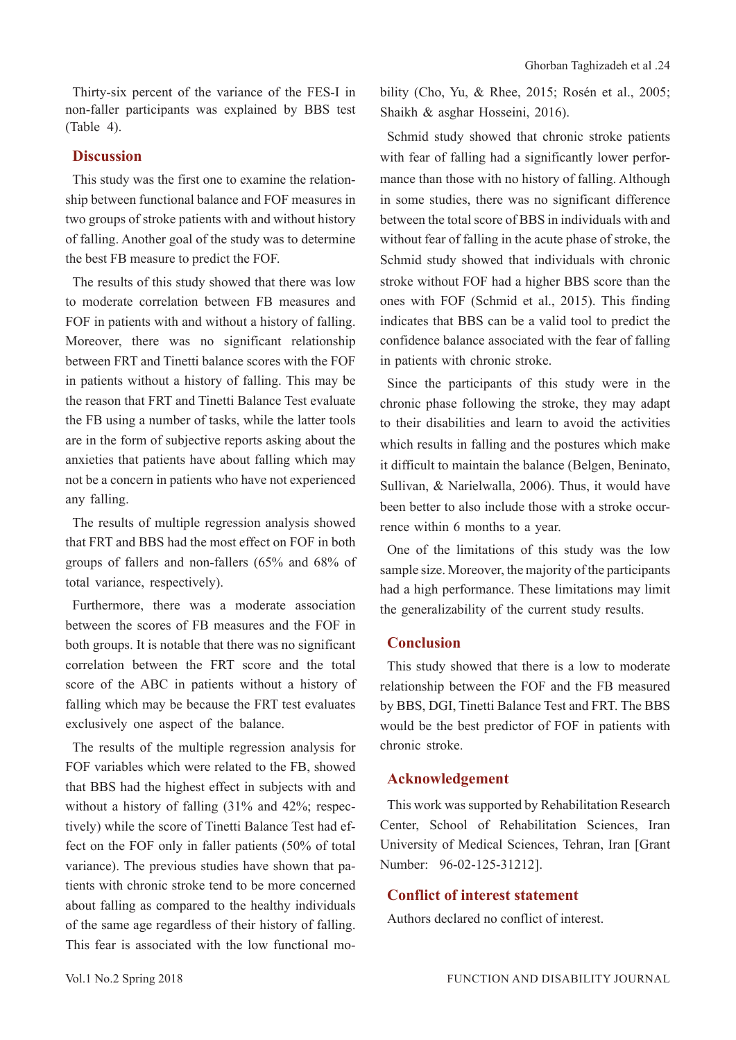Thirty-six percent of the variance of the FES-I in non-faller participants was explained by BBS test (Table 4).

## Discussion

This study was the first one to examine the relationship between functional balance and FOF measures in two groups of stroke patients with and without history of falling. Another goal of the study was to determine the best FB measure to predict the FOF.

The results of this study showed that there was low to moderate correlation between FB measures and FOF in patients with and without a history of falling. Moreover, there was no significant relationship between FRT and Tinetti balance scores with the FOF in patients without a history of falling. This may be the reason that FRT and Tinetti Balance Test evaluate the FB using a number of tasks, while the latter tools are in the form of subjective reports asking about the anxieties that patients have about falling which may not be a concern in patients who have not experienced any falling.

The results of multiple regression analysis showed that FRT and BBS had the most effect on FOF in both groups of fallers and non-fallers (65% and 68% of total variance, respectively).

Furthermore, there was a moderate association between the scores of FB measures and the FOF in both groups. It is notable that there was no significant correlation between the FRT score and the total score of the ABC in patients without a history of falling which may be because the FRT test evaluates exclusively one aspect of the balance.

The results of the multiple regression analysis for FOF variables which were related to the FB, showed that BBS had the highest effect in subjects with and without a history of falling (31% and 42%; respectively) while the score of Tinetti Balance Test had effect on the FOF only in faller patients (50% of total variance). The previous studies have shown that patients with chronic stroke tend to be more concerned about falling as compared to the healthy individuals of the same age regardless of their history of falling. This fear is associated with the low functional mobility (Cho, Yu, & Rhee, 2015; Rosén et al., 2005; Shaikh & asghar Hosseini, 2016).

Schmid study showed that chronic stroke patients with fear of falling had a significantly lower performance than those with no history of falling. Although in some studies, there was no significant difference between the total score of BBS in individuals with and without fear of falling in the acute phase of stroke, the Schmid study showed that individuals with chronic stroke without FOF had a higher BBS score than the ones with FOF (Schmid et al., 2015). This finding indicates that BBS can be a valid tool to predict the confidence balance associated with the fear of falling in patients with chronic stroke.

Since the participants of this study were in the chronic phase following the stroke, they may adapt to their disabilities and learn to avoid the activities which results in falling and the postures which make it difficult to maintain the balance (Belgen, Beninato, Sullivan, & Narielwalla, 2006). Thus, it would have been better to also include those with a stroke occurrence within 6 months to a year.

One of the limitations of this study was the low sample size. Moreover, the majority of the participants had a high performance. These limitations may limit the generalizability of the current study results.

## Conclusion

This study showed that there is a low to moderate relationship between the FOF and the FB measured by BBS, DGI, Tinetti Balance Test and FRT. The BBS would be the best predictor of FOF in patients with chronic stroke.

## Acknowledgement

This work was supported by Rehabilitation Research Center, School of Rehabilitation Sciences, Iran University of Medical Sciences, Tehran, Iran [Grant Number: 96-02-125-31212].

## Conflict of interest statement

Authors declared no conflict of interest.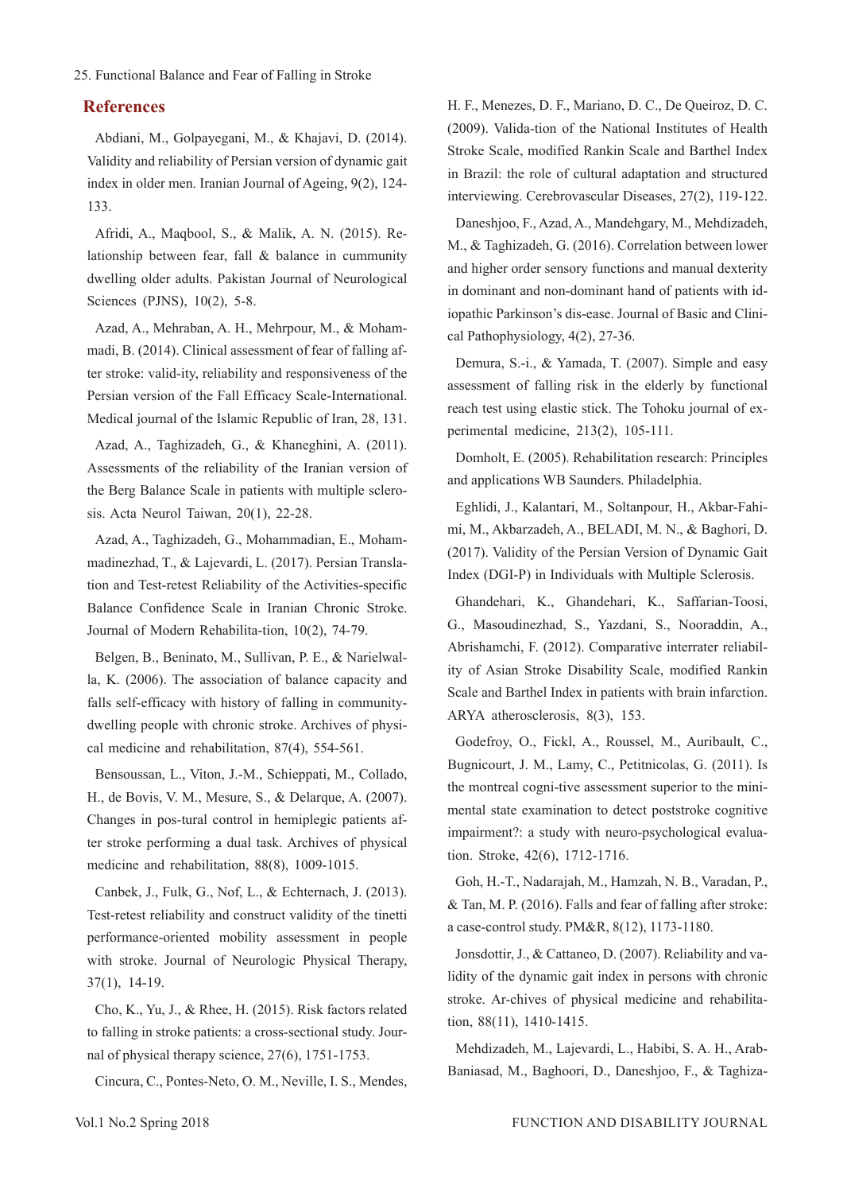## References

Abdiani, M., Golpayegani, M., & Khajavi, D. (2014). Validity and reliability of Persian version of dynamic gait index in older men. Iranian Journal of Ageing, 9(2), 124-133.

Afridi, A., Maqbool, S., & Malik, A. N. (2015). Relationship between fear, fall & balance in cummunity dwelling older adults. Pakistan Journal of Neurological Sciences (PJNS), 10(2), 5-8.

Azad, A., Mehraban, A. H., Mehrpour, M., & Mohammadi, B. (2014). Clinical assessment of fear of falling after stroke: valid-ity, reliability and responsiveness of the Persian version of the Fall Efficacy Scale-International. Medical journal of the Islamic Republic of Iran, 28, 131.

Azad, A., Taghizadeh, G., & Khaneghini, A. (2011). Assessments of the reliability of the Iranian version of the Berg Balance Scale in patients with multiple sclerosis. Acta Neurol Taiwan, 20(1), 22-28.

Azad, A., Taghizadeh, G., Mohammadian, E., Mohammadinezhad, T., & Lajevardi, L. (2017). Persian Translation and Test-retest Reliability of the Activities-specific Balance Confidence Scale in Iranian Chronic Stroke. Journal of Modern Rehabilita-tion, 10(2), 74-79.

Belgen, B., Beninato, M., Sullivan, P. E., & Narielwalla, K. (2006). The association of balance capacity and falls self-efficacy with history of falling in community-dwelling people with chronic stroke. Archives of physical medicine and rehabilitation, 87(4), 554-561.

Bensoussan, L., Viton, J.-M., Schieppati, M., Collado, H., de Bovis, V. M., Mesure, S., & Delarque, A. (2007). Changes in pos-tural control in hemiplegic patients after stroke performing a dual task. Archives of physical medicine and rehabilitation, 88(8), 1009-1015.

Canbek, J., Fulk, G., Nof, L., & Echternach, J. (2013). Test-retest reliability and construct validity of the tinetti performance-oriented mobility assessment in people with stroke. Journal of Neurologic Physical Therapy, 37(1), 14-19.

Cho, K., Yu, J., & Rhee, H. (2015). Risk factors related to falling in stroke patients: a cross-sectional study. Journal of physical therapy science, 27(6), 1751-1753.

Cincura, C., Pontes-Neto, O. M., Neville, I. S., Mendes, H. F., Menezes, D. F., Mariano, D. C., De Queiroz, D. C. (2009). Valida-tion of the National Institutes of Health Stroke Scale, modified Rankin Scale and Barthel Index in Brazil: the role of cultural adaptation and structured interviewing. Cerebrovascular Diseases, 27(2), 119-122.

Daneshjoo, F., Azad, A., Mandehgary, M., Mehdizadeh, M., & Taghizadeh, G. (2016). Correlation between lower and higher order sensory functions and manual dexterity in dominant and non-dominant hand of patients with idiopathic Parkinson's dis-ease. Journal of Basic and Clinical Pathophysiology, 4(2), 27-36.

Demura, S.-i., & Yamada, T. (2007). Simple and easy assessment of falling risk in the elderly by functional reach test using elastic stick. The Tohoku journal of experimental medicine, 213(2), 105-111.

Domholt, E. (2005). Rehabilitation research: Principles and applications WB Saunders. Philadelphia.

Eghlidi, J., Kalantari, M., Soltanpour, H., Akbar-Fahimi, M., Akbarzadeh, A., BELADI, M. N., & Baghori, D. (2017). Validity of the Persian Version of Dynamic Gait Index (DGI-P) in Individuals with Multiple Sclerosis.

Ghandehari, K., Ghandehari, K., Saffarian-Toosi, G., Masoudinezhad, S., Yazdani, S., Nooraddin, A., Abrishamchi, F. (2012). Comparative interrater reliability of Asian Stroke Disability Scale, modified Rankin Scale and Barthel Index in patients with brain infarction. ARYA atherosclerosis, 8(3), 153.

Godefroy, O., Fickl, A., Roussel, M., Auribault, C., Bugnicourt, J. M., Lamy, C., Petitnicolas, G. (2011). Is the montreal cogni-tive assessment superior to the mini-mental state examination to detect poststroke cognitive impairment?: a study with neuro-psychological evaluation. Stroke, 42(6), 1712-1716.

Goh, H.-T., Nadarajah, M., Hamzah, N. B., Varadan, P., & Tan, M. P. (2016). Falls and fear of falling after stroke: a case-control study. PM&R, 8(12), 1173-1180.

Jonsdottir, J., & Cattaneo, D. (2007). Reliability and validity of the dynamic gait index in persons with chronic stroke. Ar-chives of physical medicine and rehabilitation, 88(11), 1410-1415.

Mehdizadeh, M., Lajevardi, L., Habibi, S. A. H., Arab-Baniasad, M., Baghoori, D., Daneshjoo, F., & Taghiza-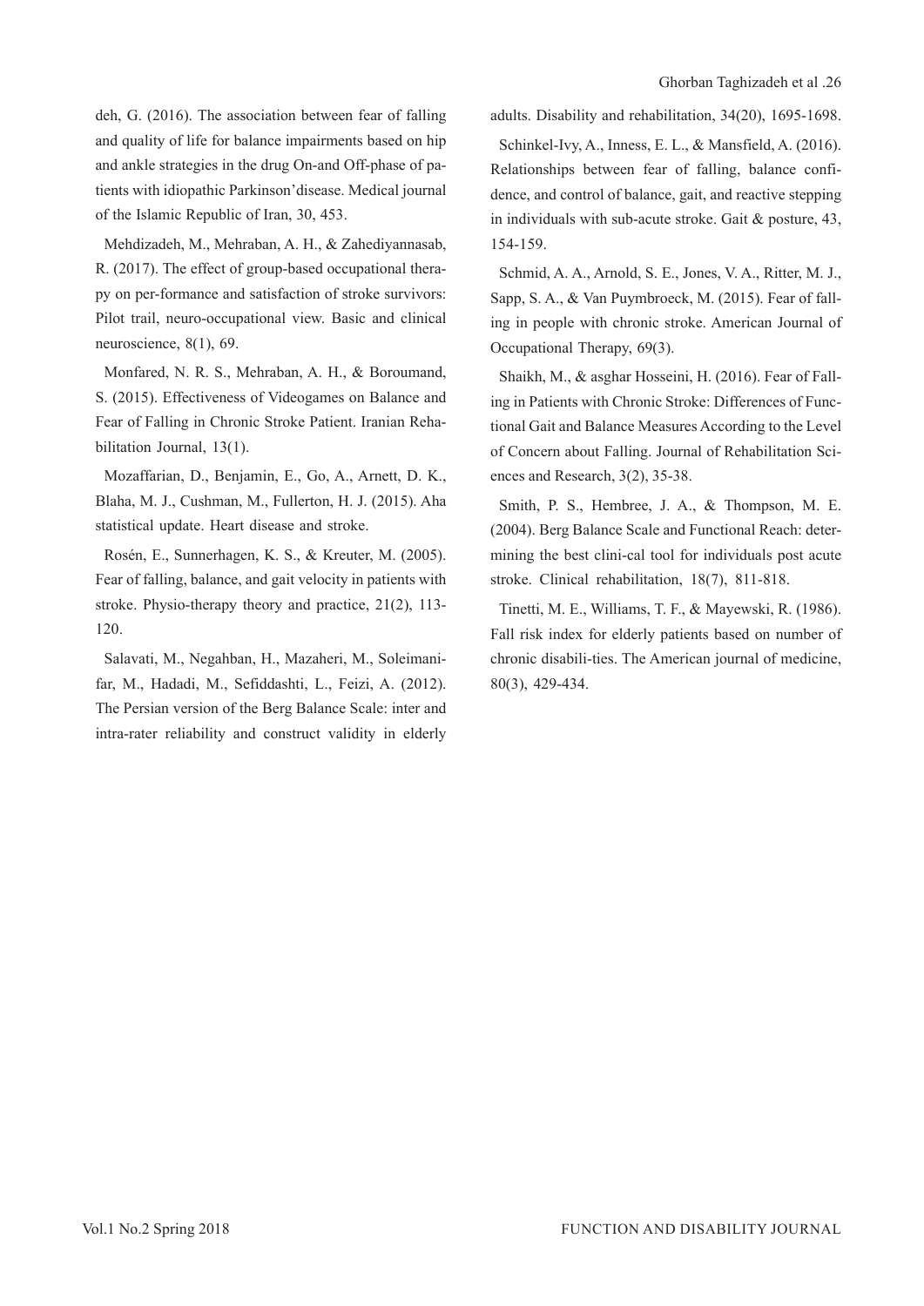deh, G. (2016). The association between fear of falling and quality of life for balance impairments based on hip and ankle strategies in the drug On-and Off-phase of patients with idiopathic Parkinson'disease. Medical journal of the Islamic Republic of Iran, 30, 453.

Mehdizadeh, M., Mehraban, A. H., & Zahediyannasab, R. (2017). The effect of group-based occupational therapy on per-formance and satisfaction of stroke survivors: Pilot trail, neuro-occupational view. Basic and clinical neuroscience, 8(1), 69.

Monfared, N. R. S., Mehraban, A. H., & Boroumand, S. (2015). Effectiveness of Videogames on Balance and Fear of Falling in Chronic Stroke Patient. Iranian Rehabilitation Journal, 13(1).

Mozaffarian, D., Benjamin, E., Go, A., Arnett, D. K., Blaha, M. J., Cushman, M., Fullerton, H. J. (2015). Aha statistical update. Heart disease and stroke.

Rosén, E., Sunnerhagen, K. S., & Kreuter, M. (2005). Fear of falling, balance, and gait velocity in patients with stroke. Physio-therapy theory and practice, 21(2), 113-120.

Salavati, M., Negahban, H., Mazaheri, M., Soleimanifar, M., Hadadi, M., Sefiddashti, L., Feizi, A. (2012). The Persian version of the Berg Balance Scale: inter and intra-rater reliability and construct validity in elderly adults. Disability and rehabilitation, 34(20), 1695-1698.

Schinkel-Ivy, A., Inness, E. L., & Mansfield, A. (2016). Relationships between fear of falling, balance confidence, and control of balance, gait, and reactive stepping in individuals with sub-acute stroke. Gait & posture, 43, 154-159.

Schmid, A. A., Arnold, S. E., Jones, V. A., Ritter, M. J., Sapp, S. A., & Van Puymbroeck, M. (2015). Fear of falling in people with chronic stroke. American Journal of Occupational Therapy, 69(3).

Shaikh, M., & asghar Hosseini, H. (2016). Fear of Falling in Patients with Chronic Stroke: Differences of Functional Gait and Balance Measures According to the Level of Concern about Falling. Journal of Rehabilitation Sciences and Research, 3(2), 35-38.

Smith, P. S., Hembree, J. A., & Thompson, M. E. (2004). Berg Balance Scale and Functional Reach: determining the best clini-cal tool for individuals post acute stroke. Clinical rehabilitation, 18(7), 811-818.

Tinetti, M. E., Williams, T. F., & Mayewski, R. (1986). Fall risk index for elderly patients based on number of chronic disabili-ties. The American journal of medicine, 80(3), 429-434.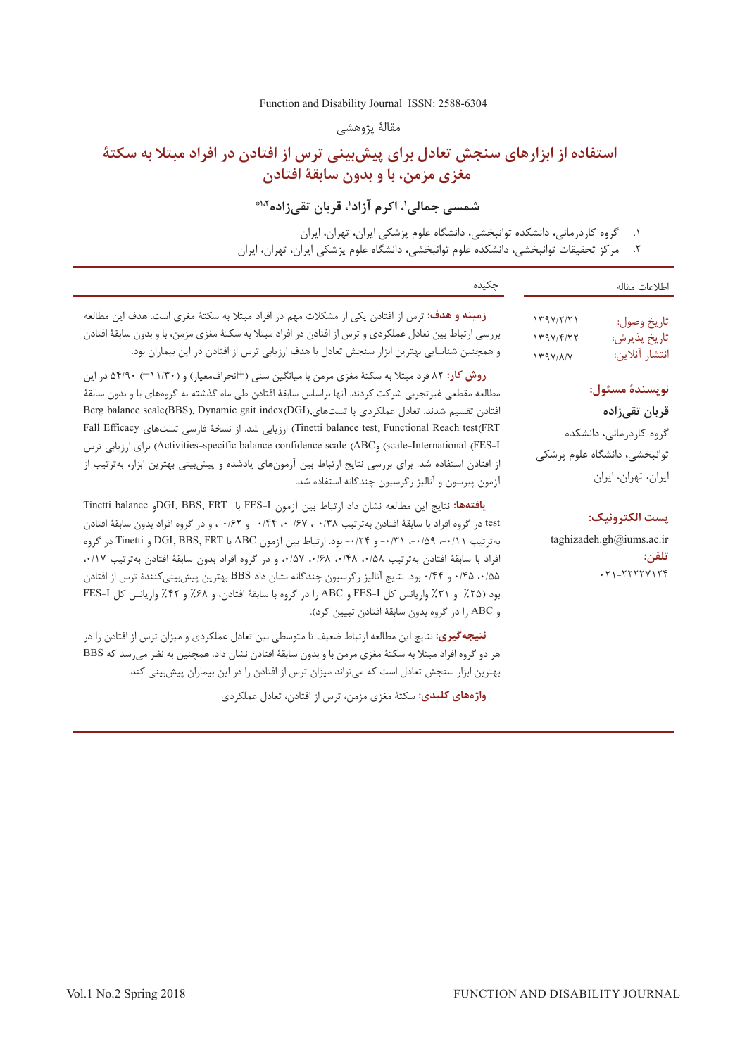مقالهٔ پژوهشی

# استفاده از ابزارهای سنجش تعادل برای پیش‌بینی ترس از افتادن در افراد مبتلا به سکتهٔ مغزی مزمن، با و بدون سابقهٔ افتادن

**شمسی جمالی[1]، اکرم آزاد[1]، قربان تقی‌زاده[1،2*]**

۱. گروه کاردرمانی، دانشکده توانبخشی، دانشگاه علوم پزشکی ایران، تهران، ایران
۲. مرکز تحقیقات توانبخشی، دانشکده علوم توانبخشی، دانشگاه علوم پزشکی ایران، تهران، ایران

**اطلاعات مقاله**

تاریخ وصول: ۱۳۹۷/۲/۲۱
تاریخ پذیرش: ۱۳۹۷/۴/۲۲
انتشار آنلاین: ۱۳۹۷/۸/۷

**نویسندهٔ مسئول:**

**قربان تقی‌زاده**

گروه کاردرمانی، دانشکده توانبخشی، دانشگاه علوم پزشکی ایران، تهران، ایران

**پست الکترونیک:**
taghizadeh.gh@iums.ac.ir

**تلفن:**
۰۲۱-۲۲۲۲۷۱۲۴

## چکیده

**زمینه و هدف:** ترس از افتادن یکی از مشکلات مهم در افراد مبتلا به سکتهٔ مغزی است. هدف این مطالعه بررسی ارتباط بین تعادل عملکردی و ترس از افتادن در افراد مبتلا به سکتهٔ مغزی مزمن، با و بدون سابقهٔ افتادن و همچنین شناسایی بهترین ابزار سنجش تعادل با هدف ارزیابی ترس از افتادن در این بیماران بود.

**روش کار:** ۸۲ فرد مبتلا به سکتهٔ مغزی مزمن با میانگین سنی (±انحراف‌معیار) و (۱۱/۳۰±) ۵۴/۹۰ در این مطالعه مقطعی غیرتجربی شرکت کردند. آنها براساس سابقهٔ افتادن طی ماه گذشته به گروه‌های با و بدون سابقهٔ افتادن تقسیم شدند. تعادل عملکردی با تست‌های Berg balance scale(BBS), Dynamic gait index(DGI), Tinetti balance test, Functional Reach test(FRT) ارزیابی شد. از نسخهٔ فارسی تست‌های Fall Efficacy scale-International (FES-I) و Activities-specific balance confidence scale (ABC) برای ارزیابی ترس از افتادن استفاده شد. برای بررسی نتایج ارتباط بین آزمون‌های یادشده و پیش‌بینی بهترین ابزار، به‌ترتیب از آزمون پیرسون و آنالیز رگرسیون چندگانه استفاده شد.

**یافته‌ها:** نتایج این مطالعه نشان داد ارتباط بین آزمون FES-I با DGI, BBS, FRT و Tinetti balance test در گروه افراد با سابقهٔ افتادن به‌ترتیب ۰/۳۸-، ۰/۶۷-، ۰/۴۴- و ۰/۶۲-، و در گروه افراد بدون سابقهٔ افتادن به‌ترتیب ۰/۱۱-، ۰/۵۹-، ۰/۳۱- و ۰/۲۴- بود. ارتباط بین آزمون ABC با DGI, BBS, FRT و Tinetti در گروه افراد با سابقهٔ افتادن به‌ترتیب ۰/۵۸، ۰/۴۸، ۰/۶۸، ۰/۵۷، و در گروه افراد بدون سابقهٔ افتادن به‌ترتیب ۰/۱۷، ۰/۵۵، ۰/۴۵ و ۰/۴۴ بود. نتایج آنالیز رگرسیون چندگانه نشان داد BBS بهترین پیش‌بینی‌کنندهٔ ترس از افتادن بود (۲۵٪ و ۳۱٪ واریانس کل FES-I و ABC را در گروه با سابقهٔ افتادن، و ۶۸٪ و ۴۲٪ واریانس کل FES-I و ABC را در گروه بدون سابقهٔ افتادن تبیین کرد).

**نتیجه‌گیری:** نتایج این مطالعه ارتباط ضعیف تا متوسطی بین تعادل عملکردی و میزان ترس از افتادن را در هر دو گروه افراد مبتلا به سکتهٔ مغزی مزمن با و بدون سابقهٔ افتادن نشان داد. همچنین به نظر می‌رسد که BBS بهترین ابزار سنجش تعادل است که می‌تواند میزان ترس از افتادن را در این بیماران پیش‌بینی کند.

**واژه‌های کلیدی:** سکتهٔ مغزی مزمن، ترس از افتادن، تعادل عملکردی